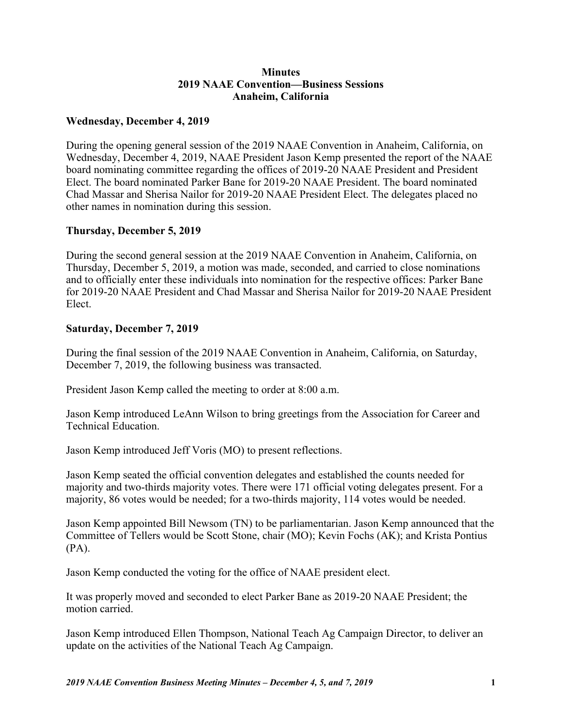# Minutes
## 2019 NAAE Convention—Business Sessions
## Anaheim, California

### Wednesday, December 4, 2019

During the opening general session of the 2019 NAAE Convention in Anaheim, California, on Wednesday, December 4, 2019, NAAE President Jason Kemp presented the report of the NAAE board nominating committee regarding the offices of 2019-20 NAAE President and President Elect. The board nominated Parker Bane for 2019-20 NAAE President. The board nominated Chad Massar and Sherisa Nailor for 2019-20 NAAE President Elect. The delegates placed no other names in nomination during this session.

### Thursday, December 5, 2019

During the second general session at the 2019 NAAE Convention in Anaheim, California, on Thursday, December 5, 2019, a motion was made, seconded, and carried to close nominations and to officially enter these individuals into nomination for the respective offices: Parker Bane for 2019-20 NAAE President and Chad Massar and Sherisa Nailor for 2019-20 NAAE President Elect.

### Saturday, December 7, 2019

During the final session of the 2019 NAAE Convention in Anaheim, California, on Saturday, December 7, 2019, the following business was transacted.

President Jason Kemp called the meeting to order at 8:00 a.m.

Jason Kemp introduced LeAnn Wilson to bring greetings from the Association for Career and Technical Education.

Jason Kemp introduced Jeff Voris (MO) to present reflections.

Jason Kemp seated the official convention delegates and established the counts needed for majority and two-thirds majority votes. There were 171 official voting delegates present. For a majority, 86 votes would be needed; for a two-thirds majority, 114 votes would be needed.

Jason Kemp appointed Bill Newsom (TN) to be parliamentarian. Jason Kemp announced that the Committee of Tellers would be Scott Stone, chair (MO); Kevin Fochs (AK); and Krista Pontius (PA).

Jason Kemp conducted the voting for the office of NAAE president elect.

It was properly moved and seconded to elect Parker Bane as 2019-20 NAAE President; the motion carried.

Jason Kemp introduced Ellen Thompson, National Teach Ag Campaign Director, to deliver an update on the activities of the National Teach Ag Campaign.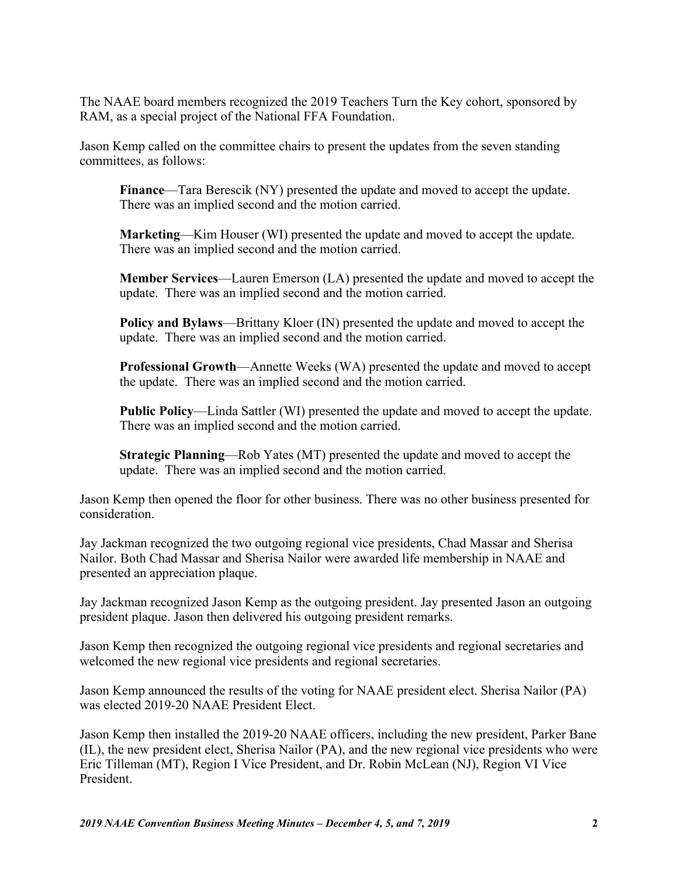The NAAE board members recognized the 2019 Teachers Turn the Key cohort, sponsored by RAM, as a special project of the National FFA Foundation.

Jason Kemp called on the committee chairs to present the updates from the seven standing committees, as follows:

> **Finance**—Tara Berescik (NY) presented the update and moved to accept the update. There was an implied second and the motion carried.
>
> **Marketing**—Kim Houser (WI) presented the update and moved to accept the update. There was an implied second and the motion carried.
>
> **Member Services**—Lauren Emerson (LA) presented the update and moved to accept the update. There was an implied second and the motion carried.
>
> **Policy and Bylaws**—Brittany Kloer (IN) presented the update and moved to accept the update. There was an implied second and the motion carried.
>
> **Professional Growth**—Annette Weeks (WA) presented the update and moved to accept the update. There was an implied second and the motion carried.
>
> **Public Policy**—Linda Sattler (WI) presented the update and moved to accept the update. There was an implied second and the motion carried.
>
> **Strategic Planning**—Rob Yates (MT) presented the update and moved to accept the update. There was an implied second and the motion carried.

Jason Kemp then opened the floor for other business. There was no other business presented for consideration.

Jay Jackman recognized the two outgoing regional vice presidents, Chad Massar and Sherisa Nailor. Both Chad Massar and Sherisa Nailor were awarded life membership in NAAE and presented an appreciation plaque.

Jay Jackman recognized Jason Kemp as the outgoing president. Jay presented Jason an outgoing president plaque. Jason then delivered his outgoing president remarks.

Jason Kemp then recognized the outgoing regional vice presidents and regional secretaries and welcomed the new regional vice presidents and regional secretaries.

Jason Kemp announced the results of the voting for NAAE president elect. Sherisa Nailor (PA) was elected 2019-20 NAAE President Elect.

Jason Kemp then installed the 2019-20 NAAE officers, including the new president, Parker Bane (IL), the new president elect, Sherisa Nailor (PA), and the new regional vice presidents who were Eric Tilleman (MT), Region I Vice President, and Dr. Robin McLean (NJ), Region VI Vice President.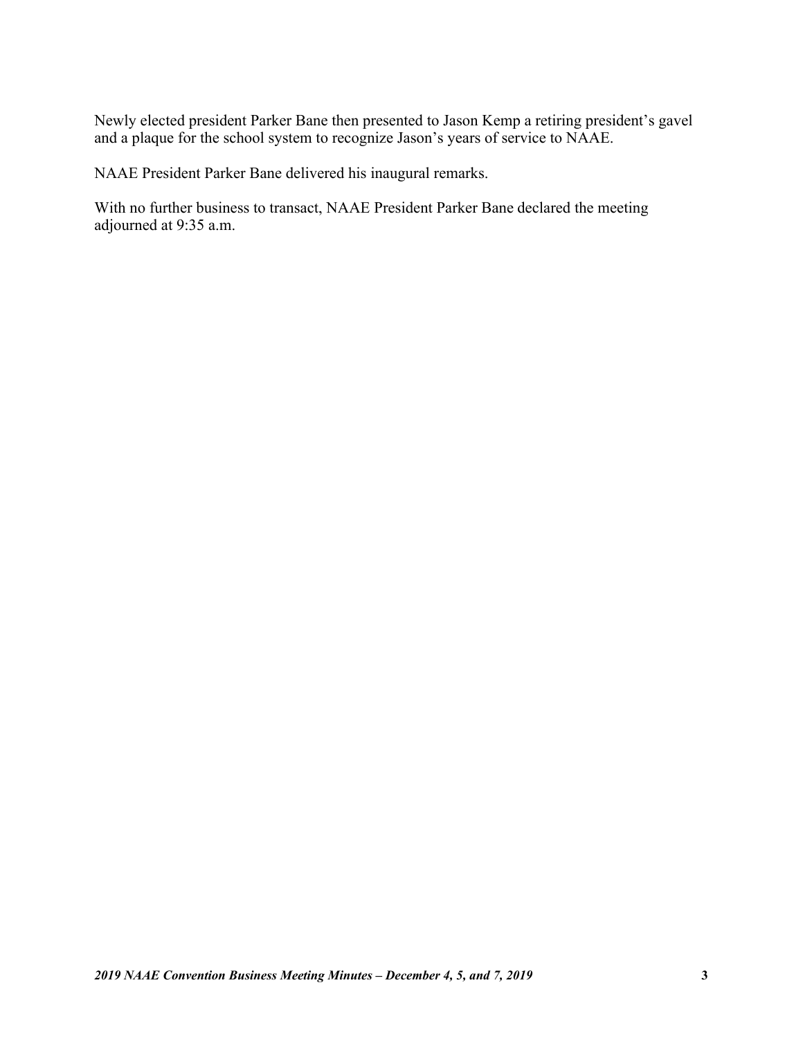Newly elected president Parker Bane then presented to Jason Kemp a retiring president's gavel and a plaque for the school system to recognize Jason's years of service to NAAE.

NAAE President Parker Bane delivered his inaugural remarks.

With no further business to transact, NAAE President Parker Bane declared the meeting adjourned at 9:35 a.m.